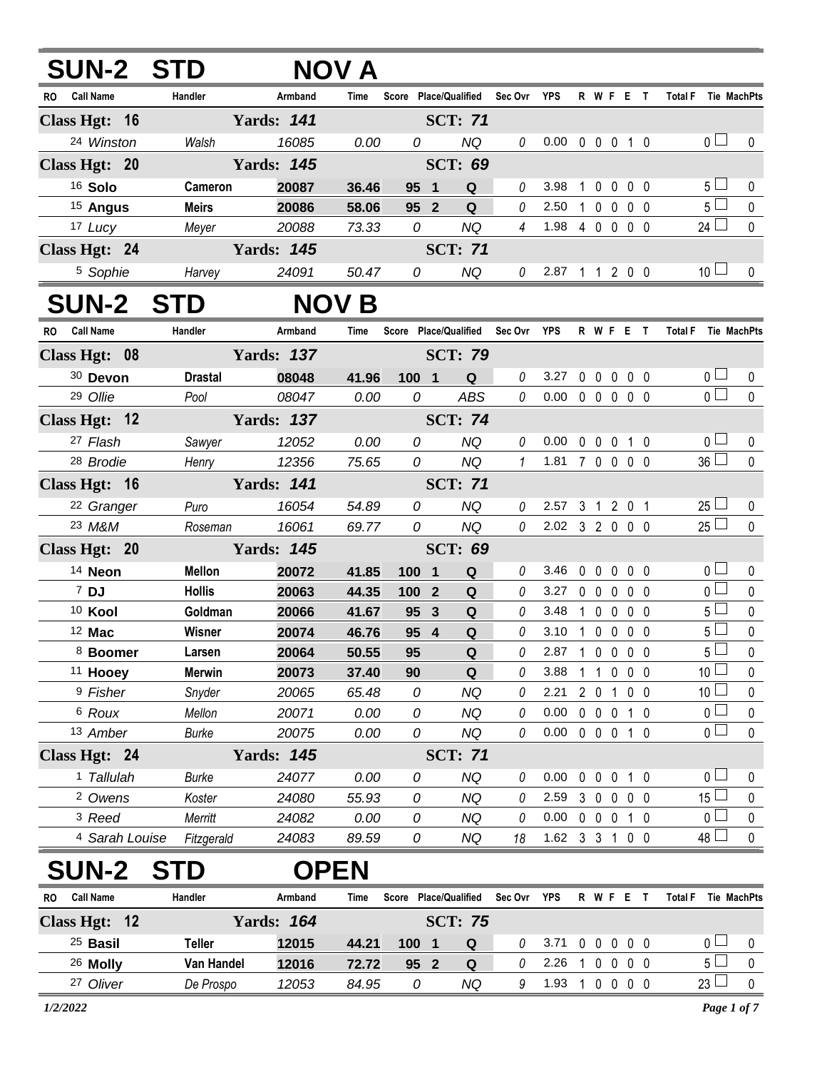# SUN-2 STD NOV A

| RO | Call Name | Handler | Armband | Time | Score | Place/Qualified | | Sec Ovr | YPS | R | W | F | E | T | Total F | Tie | MachPts |
|---|---|---|---|---|---|---|---|---|---|---|---|---|---|---|---|---|---|
| **Class Hgt: 16** | | **Yards: 141** | | | | **SCT: 71** | | | | | | | | | | | |
| 24 | Winston | Walsh | 16085 | 0.00 | 0 | | NQ | 0 | 0.00 | 0 | 0 | 0 | 1 | 0 | 0 | | 0 |
| **Class Hgt: 20** | | **Yards: 145** | | | | **SCT: 69** | | | | | | | | | | | |
| 16 | **Solo** | **Cameron** | **20087** | **36.46** | **95** | **1** | **Q** | 0 | 3.98 | 1 | 0 | 0 | 0 | 0 | 5 | | 0 |
| 15 | **Angus** | **Meirs** | **20086** | **58.06** | **95** | **2** | **Q** | 0 | 2.50 | 1 | 0 | 0 | 0 | 0 | 5 | | 0 |
| 17 | Lucy | Meyer | 20088 | 73.33 | 0 | | NQ | 4 | 1.98 | 4 | 0 | 0 | 0 | 0 | 24 | | 0 |
| **Class Hgt: 24** | | **Yards: 145** | | | | **SCT: 71** | | | | | | | | | | | |
| 5 | Sophie | Harvey | 24091 | 50.47 | 0 | | NQ | 0 | 2.87 | 1 | 1 | 2 | 0 | 0 | 10 | | 0 |

# SUN-2 STD NOV B

| RO | Call Name | Handler | Armband | Time | Score | Place/Qualified | | Sec Ovr | YPS | R | W | F | E | T | Total F | Tie | MachPts |
|---|---|---|---|---|---|---|---|---|---|---|---|---|---|---|---|---|---|
| **Class Hgt: 08** | | **Yards: 137** | | | | **SCT: 79** | | | | | | | | | | | |
| 30 | **Devon** | **Drastal** | **08048** | **41.96** | **100** | **1** | **Q** | 0 | 3.27 | 0 | 0 | 0 | 0 | 0 | 0 | | 0 |
| 29 | Ollie | Pool | 08047 | 0.00 | 0 | | ABS | 0 | 0.00 | 0 | 0 | 0 | 0 | 0 | 0 | | 0 |
| **Class Hgt: 12** | | **Yards: 137** | | | | **SCT: 74** | | | | | | | | | | | |
| 27 | Flash | Sawyer | 12052 | 0.00 | 0 | | NQ | 0 | 0.00 | 0 | 0 | 0 | 1 | 0 | 0 | | 0 |
| 28 | Brodie | Henry | 12356 | 75.65 | 0 | | NQ | 1 | 1.81 | 7 | 0 | 0 | 0 | 0 | 36 | | 0 |
| **Class Hgt: 16** | | **Yards: 141** | | | | **SCT: 71** | | | | | | | | | | | |
| 22 | Granger | Puro | 16054 | 54.89 | 0 | | NQ | 0 | 2.57 | 3 | 1 | 2 | 0 | 1 | 25 | | 0 |
| 23 | M&M | Roseman | 16061 | 69.77 | 0 | | NQ | 0 | 2.02 | 3 | 2 | 0 | 0 | 0 | 25 | | 0 |
| **Class Hgt: 20** | | **Yards: 145** | | | | **SCT: 69** | | | | | | | | | | | |
| 14 | **Neon** | **Mellon** | **20072** | **41.85** | **100** | **1** | **Q** | 0 | 3.46 | 0 | 0 | 0 | 0 | 0 | 0 | | 0 |
| 7 | **DJ** | **Hollis** | **20063** | **44.35** | **100** | **2** | **Q** | 0 | 3.27 | 0 | 0 | 0 | 0 | 0 | 0 | | 0 |
| 10 | **Kool** | **Goldman** | **20066** | **41.67** | **95** | **3** | **Q** | 0 | 3.48 | 1 | 0 | 0 | 0 | 0 | 5 | | 0 |
| 12 | **Mac** | **Wisner** | **20074** | **46.76** | **95** | **4** | **Q** | 0 | 3.10 | 1 | 0 | 0 | 0 | 0 | 5 | | 0 |
| 8 | **Boomer** | **Larsen** | **20064** | **50.55** | **95** | | **Q** | 0 | 2.87 | 1 | 0 | 0 | 0 | 0 | 5 | | 0 |
| 11 | **Hooey** | **Merwin** | **20073** | **37.40** | **90** | | **Q** | 0 | 3.88 | 1 | 1 | 0 | 0 | 0 | 10 | | 0 |
| 9 | Fisher | Snyder | 20065 | 65.48 | 0 | | NQ | 0 | 2.21 | 2 | 0 | 1 | 0 | 0 | 10 | | 0 |
| 6 | Roux | Mellon | 20071 | 0.00 | 0 | | NQ | 0 | 0.00 | 0 | 0 | 0 | 1 | 0 | 0 | | 0 |
| 13 | Amber | Burke | 20075 | 0.00 | 0 | | NQ | 0 | 0.00 | 0 | 0 | 0 | 1 | 0 | 0 | | 0 |
| **Class Hgt: 24** | | **Yards: 145** | | | | **SCT: 71** | | | | | | | | | | | |
| 1 | Tallulah | Burke | 24077 | 0.00 | 0 | | NQ | 0 | 0.00 | 0 | 0 | 0 | 1 | 0 | 0 | | 0 |
| 2 | Owens | Koster | 24080 | 55.93 | 0 | | NQ | 0 | 2.59 | 3 | 0 | 0 | 0 | 0 | 15 | | 0 |
| 3 | Reed | Merritt | 24082 | 0.00 | 0 | | NQ | 0 | 0.00 | 0 | 0 | 0 | 1 | 0 | 0 | | 0 |
| 4 | Sarah Louise | Fitzgerald | 24083 | 89.59 | 0 | | NQ | 18 | 1.62 | 3 | 3 | 1 | 0 | 0 | 48 | | 0 |

# SUN-2 STD OPEN

| RO | Call Name | Handler | Armband | Time | Score | Place/Qualified | | Sec Ovr | YPS | R | W | F | E | T | Total F | Tie | MachPts |
|---|---|---|---|---|---|---|---|---|---|---|---|---|---|---|---|---|---|
| **Class Hgt: 12** | | **Yards: 164** | | | | **SCT: 75** | | | | | | | | | | | |
| 25 | **Basil** | **Teller** | **12015** | **44.21** | **100** | **1** | **Q** | 0 | 3.71 | 0 | 0 | 0 | 0 | 0 | 0 | | 0 |
| 26 | **Molly** | **Van Handel** | **12016** | **72.72** | **95** | **2** | **Q** | 0 | 2.26 | 1 | 0 | 0 | 0 | 0 | 5 | | 0 |
| 27 | Oliver | De Prospo | 12053 | 84.95 | 0 | | NQ | 9 | 1.93 | 1 | 0 | 0 | 0 | 0 | 23 | | 0 |

*1/2/2022*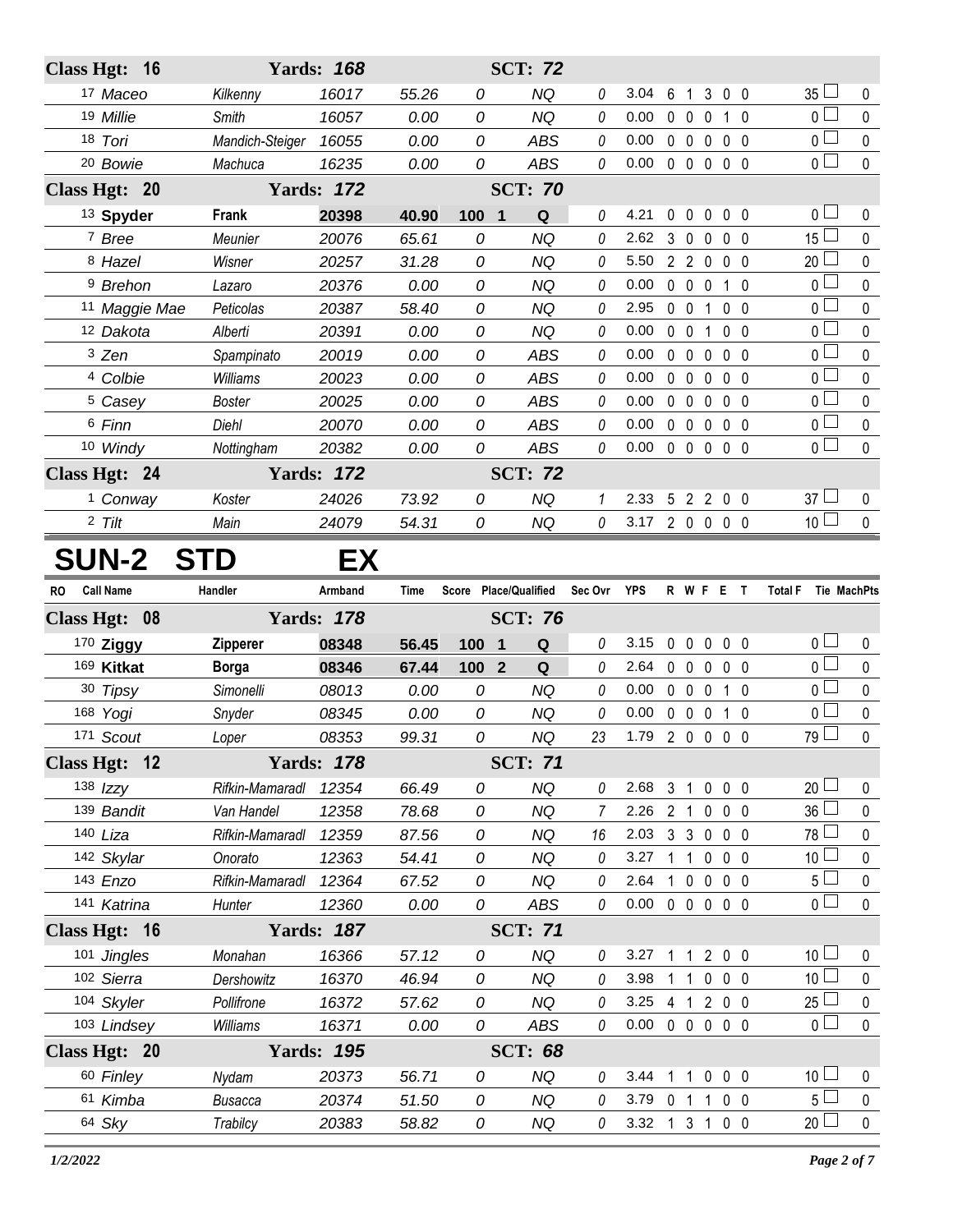| RO | Call Name | Handler | Armband | Time | Score | Place/Qualified | Sec Ovr | YPS | R | W | F | E | T | Total F | Tie | MachPts |
|---|---|---|---|---|---|---|---|---|---|---|---|---|---|---|---|---|
| **Class Hgt: 16** | | **Yards: 168** | | | | **SCT: 72** | | | | | | | | | | |
| 17 | Maceo | Kilkenny | 16017 | 55.26 | 0 | NQ | 0 | 3.04 | 6 | 1 | 3 | 0 | 0 | 35 | ☐ | 0 |
| 19 | Millie | Smith | 16057 | 0.00 | 0 | NQ | 0 | 0.00 | 0 | 0 | 0 | 1 | 0 | 0 | ☐ | 0 |
| 18 | Tori | Mandich-Steiger | 16055 | 0.00 | 0 | ABS | 0 | 0.00 | 0 | 0 | 0 | 0 | 0 | 0 | ☐ | 0 |
| 20 | Bowie | Machuca | 16235 | 0.00 | 0 | ABS | 0 | 0.00 | 0 | 0 | 0 | 0 | 0 | 0 | ☐ | 0 |
| **Class Hgt: 20** | | **Yards: 172** | | | | **SCT: 70** | | | | | | | | | | |
| 13 | **Spyder** | **Frank** | **20398** | **40.90** | **100** | **1 Q** | 0 | 4.21 | 0 | 0 | 0 | 0 | 0 | 0 | ☐ | 0 |
| 7 | Bree | Meunier | 20076 | 65.61 | 0 | NQ | 0 | 2.62 | 3 | 0 | 0 | 0 | 0 | 15 | ☐ | 0 |
| 8 | Hazel | Wisner | 20257 | 31.28 | 0 | NQ | 0 | 5.50 | 2 | 2 | 0 | 0 | 0 | 20 | ☐ | 0 |
| 9 | Brehon | Lazaro | 20376 | 0.00 | 0 | NQ | 0 | 0.00 | 0 | 0 | 0 | 1 | 0 | 0 | ☐ | 0 |
| 11 | Maggie Mae | Peticolas | 20387 | 58.40 | 0 | NQ | 0 | 2.95 | 0 | 0 | 1 | 0 | 0 | 0 | ☐ | 0 |
| 12 | Dakota | Alberti | 20391 | 0.00 | 0 | NQ | 0 | 0.00 | 0 | 0 | 1 | 0 | 0 | 0 | ☐ | 0 |
| 3 | Zen | Spampinato | 20019 | 0.00 | 0 | ABS | 0 | 0.00 | 0 | 0 | 0 | 0 | 0 | 0 | ☐ | 0 |
| 4 | Colbie | Williams | 20023 | 0.00 | 0 | ABS | 0 | 0.00 | 0 | 0 | 0 | 0 | 0 | 0 | ☐ | 0 |
| 5 | Casey | Boster | 20025 | 0.00 | 0 | ABS | 0 | 0.00 | 0 | 0 | 0 | 0 | 0 | 0 | ☐ | 0 |
| 6 | Finn | Diehl | 20070 | 0.00 | 0 | ABS | 0 | 0.00 | 0 | 0 | 0 | 0 | 0 | 0 | ☐ | 0 |
| 10 | Windy | Nottingham | 20382 | 0.00 | 0 | ABS | 0 | 0.00 | 0 | 0 | 0 | 0 | 0 | 0 | ☐ | 0 |
| **Class Hgt: 24** | | **Yards: 172** | | | | **SCT: 72** | | | | | | | | | | |
| 1 | Conway | Koster | 24026 | 73.92 | 0 | NQ | 1 | 2.33 | 5 | 2 | 2 | 0 | 0 | 37 | ☐ | 0 |
| 2 | Tilt | Main | 24079 | 54.31 | 0 | NQ | 0 | 3.17 | 2 | 0 | 0 | 0 | 0 | 10 | ☐ | 0 |

# SUN-2 STD EX

| RO | Call Name | Handler | Armband | Time | Score | Place/Qualified | Sec Ovr | YPS | R | W | F | E | T | Total F | Tie | MachPts |
|---|---|---|---|---|---|---|---|---|---|---|---|---|---|---|---|---|
| **Class Hgt: 08** | | **Yards: 178** | | | | **SCT: 76** | | | | | | | | | | |
| 170 | **Ziggy** | **Zipperer** | **08348** | **56.45** | **100** | **1 Q** | 0 | 3.15 | 0 | 0 | 0 | 0 | 0 | 0 | ☐ | 0 |
| 169 | **Kitkat** | **Borga** | **08346** | **67.44** | **100** | **2 Q** | 0 | 2.64 | 0 | 0 | 0 | 0 | 0 | 0 | ☐ | 0 |
| 30 | Tipsy | Simonelli | 08013 | 0.00 | 0 | NQ | 0 | 0.00 | 0 | 0 | 0 | 1 | 0 | 0 | ☐ | 0 |
| 168 | Yogi | Snyder | 08345 | 0.00 | 0 | NQ | 0 | 0.00 | 0 | 0 | 0 | 1 | 0 | 0 | ☐ | 0 |
| 171 | Scout | Loper | 08353 | 99.31 | 0 | NQ | 23 | 1.79 | 2 | 0 | 0 | 0 | 0 | 79 | ☐ | 0 |
| **Class Hgt: 12** | | **Yards: 178** | | | | **SCT: 71** | | | | | | | | | | |
| 138 | Izzy | Rifkin-Mamaradl | 12354 | 66.49 | 0 | NQ | 0 | 2.68 | 3 | 1 | 0 | 0 | 0 | 20 | ☐ | 0 |
| 139 | Bandit | Van Handel | 12358 | 78.68 | 0 | NQ | 7 | 2.26 | 2 | 1 | 0 | 0 | 0 | 36 | ☐ | 0 |
| 140 | Liza | Rifkin-Mamaradl | 12359 | 87.56 | 0 | NQ | 16 | 2.03 | 3 | 3 | 0 | 0 | 0 | 78 | ☐ | 0 |
| 142 | Skylar | Onorato | 12363 | 54.41 | 0 | NQ | 0 | 3.27 | 1 | 1 | 0 | 0 | 0 | 10 | ☐ | 0 |
| 143 | Enzo | Rifkin-Mamaradl | 12364 | 67.52 | 0 | NQ | 0 | 2.64 | 1 | 0 | 0 | 0 | 0 | 5 | ☐ | 0 |
| 141 | Katrina | Hunter | 12360 | 0.00 | 0 | ABS | 0 | 0.00 | 0 | 0 | 0 | 0 | 0 | 0 | ☐ | 0 |
| **Class Hgt: 16** | | **Yards: 187** | | | | **SCT: 71** | | | | | | | | | | |
| 101 | Jingles | Monahan | 16366 | 57.12 | 0 | NQ | 0 | 3.27 | 1 | 1 | 2 | 0 | 0 | 10 | ☐ | 0 |
| 102 | Sierra | Dershowitz | 16370 | 46.94 | 0 | NQ | 0 | 3.98 | 1 | 1 | 0 | 0 | 0 | 10 | ☐ | 0 |
| 104 | Skyler | Pollifrone | 16372 | 57.62 | 0 | NQ | 0 | 3.25 | 4 | 1 | 2 | 0 | 0 | 25 | ☐ | 0 |
| 103 | Lindsey | Williams | 16371 | 0.00 | 0 | ABS | 0 | 0.00 | 0 | 0 | 0 | 0 | 0 | 0 | ☐ | 0 |
| **Class Hgt: 20** | | **Yards: 195** | | | | **SCT: 68** | | | | | | | | | | |
| 60 | Finley | Nydam | 20373 | 56.71 | 0 | NQ | 0 | 3.44 | 1 | 1 | 0 | 0 | 0 | 10 | ☐ | 0 |
| 61 | Kimba | Busacca | 20374 | 51.50 | 0 | NQ | 0 | 3.79 | 0 | 1 | 1 | 0 | 0 | 5 | ☐ | 0 |
| 64 | Sky | Trabilcy | 20383 | 58.82 | 0 | NQ | 0 | 3.32 | 1 | 3 | 1 | 0 | 0 | 20 | ☐ | 0 |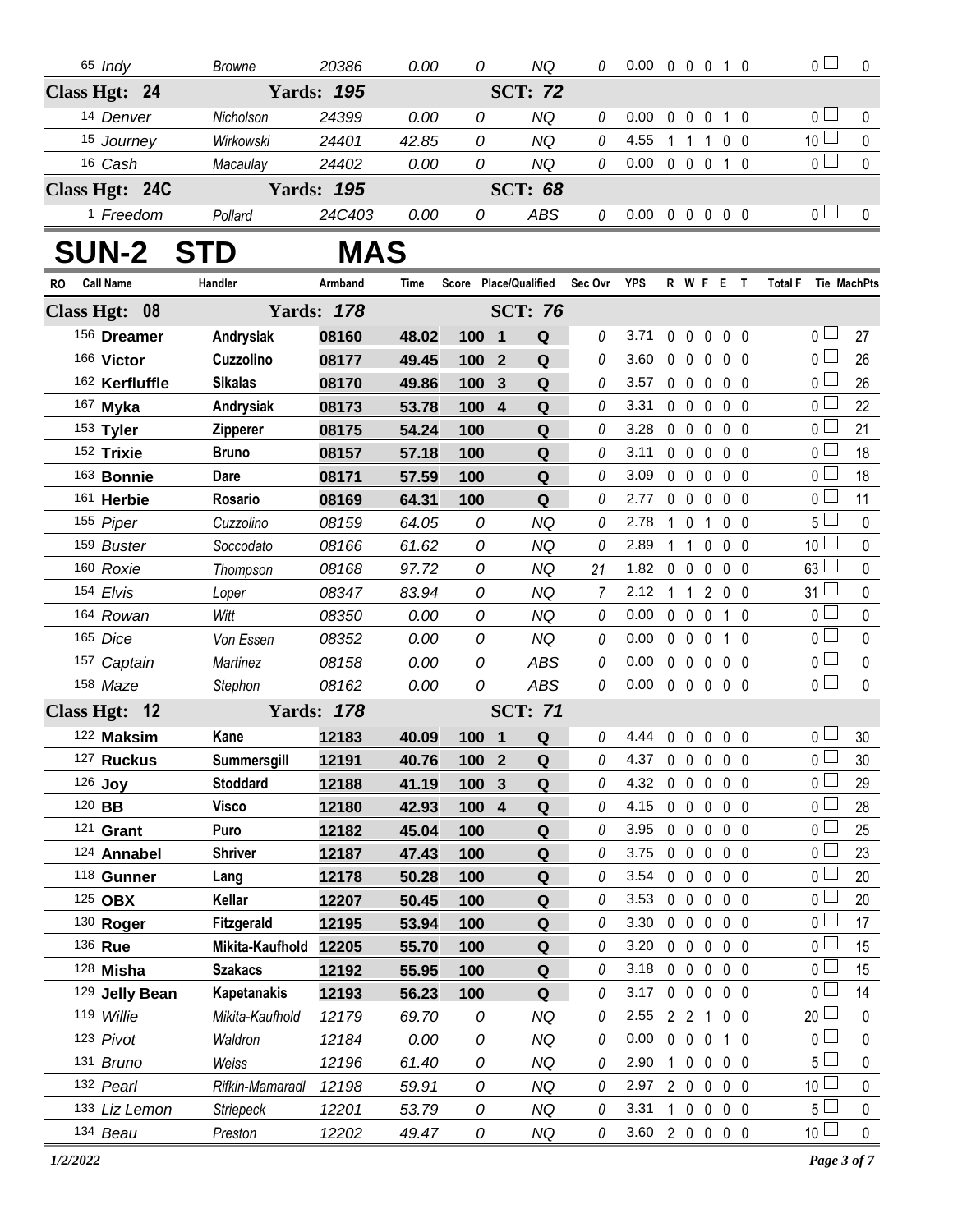| RO | Call Name | Handler | Armband | Time | Score | Place/Qualified | | Sec Ovr | YPS | R | W | F | E | T | Total F | Tie | MachPts |
|---|---|---|---|---|---|---|---|---|---|---|---|---|---|---|---|---|---|
| 65 | *Indy* | *Browne* | *20386* | *0.00* | *0* | | *NQ* | *0* | 0.00 | 0 | 0 | 0 | 1 | 0 | 0 | ☐ | 0 |
| **Class Hgt: 24** | | **Yards: 195** | | | | **SCT: 72** | | | | | | | | | | | |
| 14 | *Denver* | *Nicholson* | *24399* | *0.00* | *0* | | *NQ* | *0* | 0.00 | 0 | 0 | 0 | 1 | 0 | 0 | ☐ | 0 |
| 15 | *Journey* | *Wirkowski* | *24401* | *42.85* | *0* | | *NQ* | *0* | 4.55 | 1 | 1 | 1 | 0 | 0 | 10 | ☐ | 0 |
| 16 | *Cash* | *Macaulay* | *24402* | *0.00* | *0* | | *NQ* | *0* | 0.00 | 0 | 0 | 0 | 1 | 0 | 0 | ☐ | 0 |
| **Class Hgt: 24C** | | **Yards: 195** | | | | **SCT: 68** | | | | | | | | | | | |
| 1 | *Freedom* | *Pollard* | *24C403* | *0.00* | *0* | | *ABS* | *0* | 0.00 | 0 | 0 | 0 | 0 | 0 | 0 | ☐ | 0 |

# SUN-2 STD MAS

| RO | Call Name | Handler | Armband | Time | Score | Place/Qualified | | Sec Ovr | YPS | R | W | F | E | T | Total F | Tie | MachPts |
|---|---|---|---|---|---|---|---|---|---|---|---|---|---|---|---|---|---|
| **Class Hgt: 08** | | **Yards: 178** | | | | **SCT: 76** | | | | | | | | | | | |
| 156 | **Dreamer** | **Andrysiak** | **08160** | **48.02** | **100** | **1** | **Q** | *0* | 3.71 | 0 | 0 | 0 | 0 | 0 | 0 | ☐ | 27 |
| 166 | **Victor** | **Cuzzolino** | **08177** | **49.45** | **100** | **2** | **Q** | *0* | 3.60 | 0 | 0 | 0 | 0 | 0 | 0 | ☐ | 26 |
| 162 | **Kerfluffle** | **Sikalas** | **08170** | **49.86** | **100** | **3** | **Q** | *0* | 3.57 | 0 | 0 | 0 | 0 | 0 | 0 | ☐ | 26 |
| 167 | **Myka** | **Andrysiak** | **08173** | **53.78** | **100** | **4** | **Q** | *0* | 3.31 | 0 | 0 | 0 | 0 | 0 | 0 | ☐ | 22 |
| 153 | **Tyler** | **Zipperer** | **08175** | **54.24** | **100** | | **Q** | *0* | 3.28 | 0 | 0 | 0 | 0 | 0 | 0 | ☐ | 21 |
| 152 | **Trixie** | **Bruno** | **08157** | **57.18** | **100** | | **Q** | *0* | 3.11 | 0 | 0 | 0 | 0 | 0 | 0 | ☐ | 18 |
| 163 | **Bonnie** | **Dare** | **08171** | **57.59** | **100** | | **Q** | *0* | 3.09 | 0 | 0 | 0 | 0 | 0 | 0 | ☐ | 18 |
| 161 | **Herbie** | **Rosario** | **08169** | **64.31** | **100** | | **Q** | *0* | 2.77 | 0 | 0 | 0 | 0 | 0 | 0 | ☐ | 11 |
| 155 | *Piper* | *Cuzzolino* | *08159* | *64.05* | *0* | | *NQ* | *0* | 2.78 | 1 | 0 | 1 | 0 | 0 | 5 | ☐ | 0 |
| 159 | *Buster* | *Soccodato* | *08166* | *61.62* | *0* | | *NQ* | *0* | 2.89 | 1 | 1 | 0 | 0 | 0 | 10 | ☐ | 0 |
| 160 | *Roxie* | *Thompson* | *08168* | *97.72* | *0* | | *NQ* | *21* | 1.82 | 0 | 0 | 0 | 0 | 0 | 63 | ☐ | 0 |
| 154 | *Elvis* | *Loper* | *08347* | *83.94* | *0* | | *NQ* | *7* | 2.12 | 1 | 1 | 2 | 0 | 0 | 31 | ☐ | 0 |
| 164 | *Rowan* | *Witt* | *08350* | *0.00* | *0* | | *NQ* | *0* | 0.00 | 0 | 0 | 0 | 1 | 0 | 0 | ☐ | 0 |
| 165 | *Dice* | *Von Essen* | *08352* | *0.00* | *0* | | *NQ* | *0* | 0.00 | 0 | 0 | 0 | 1 | 0 | 0 | ☐ | 0 |
| 157 | *Captain* | *Martinez* | *08158* | *0.00* | *0* | | *ABS* | *0* | 0.00 | 0 | 0 | 0 | 0 | 0 | 0 | ☐ | 0 |
| 158 | *Maze* | *Stephon* | *08162* | *0.00* | *0* | | *ABS* | *0* | 0.00 | 0 | 0 | 0 | 0 | 0 | 0 | ☐ | 0 |
| **Class Hgt: 12** | | **Yards: 178** | | | | **SCT: 71** | | | | | | | | | | | |
| 122 | **Maksim** | **Kane** | **12183** | **40.09** | **100** | **1** | **Q** | *0* | 4.44 | 0 | 0 | 0 | 0 | 0 | 0 | ☐ | 30 |
| 127 | **Ruckus** | **Summersgill** | **12191** | **40.76** | **100** | **2** | **Q** | *0* | 4.37 | 0 | 0 | 0 | 0 | 0 | 0 | ☐ | 30 |
| 126 | **Joy** | **Stoddard** | **12188** | **41.19** | **100** | **3** | **Q** | *0* | 4.32 | 0 | 0 | 0 | 0 | 0 | 0 | ☐ | 29 |
| 120 | **BB** | **Visco** | **12180** | **42.93** | **100** | **4** | **Q** | *0* | 4.15 | 0 | 0 | 0 | 0 | 0 | 0 | ☐ | 28 |
| 121 | **Grant** | **Puro** | **12182** | **45.04** | **100** | | **Q** | *0* | 3.95 | 0 | 0 | 0 | 0 | 0 | 0 | ☐ | 25 |
| 124 | **Annabel** | **Shriver** | **12187** | **47.43** | **100** | | **Q** | *0* | 3.75 | 0 | 0 | 0 | 0 | 0 | 0 | ☐ | 23 |
| 118 | **Gunner** | **Lang** | **12178** | **50.28** | **100** | | **Q** | *0* | 3.54 | 0 | 0 | 0 | 0 | 0 | 0 | ☐ | 20 |
| 125 | **OBX** | **Kellar** | **12207** | **50.45** | **100** | | **Q** | *0* | 3.53 | 0 | 0 | 0 | 0 | 0 | 0 | ☐ | 20 |
| 130 | **Roger** | **Fitzgerald** | **12195** | **53.94** | **100** | | **Q** | *0* | 3.30 | 0 | 0 | 0 | 0 | 0 | 0 | ☐ | 17 |
| 136 | **Rue** | **Mikita-Kaufhold** | **12205** | **55.70** | **100** | | **Q** | *0* | 3.20 | 0 | 0 | 0 | 0 | 0 | 0 | ☐ | 15 |
| 128 | **Misha** | **Szakacs** | **12192** | **55.95** | **100** | | **Q** | *0* | 3.18 | 0 | 0 | 0 | 0 | 0 | 0 | ☐ | 15 |
| 129 | **Jelly Bean** | **Kapetanakis** | **12193** | **56.23** | **100** | | **Q** | *0* | 3.17 | 0 | 0 | 0 | 0 | 0 | 0 | ☐ | 14 |
| 119 | *Willie* | *Mikita-Kaufhold* | *12179* | *69.70* | *0* | | *NQ* | *0* | 2.55 | 2 | 2 | 1 | 0 | 0 | 20 | ☐ | 0 |
| 123 | *Pivot* | *Waldron* | *12184* | *0.00* | *0* | | *NQ* | *0* | 0.00 | 0 | 0 | 0 | 1 | 0 | 0 | ☐ | 0 |
| 131 | *Bruno* | *Weiss* | *12196* | *61.40* | *0* | | *NQ* | *0* | 2.90 | 1 | 0 | 0 | 0 | 0 | 5 | ☐ | 0 |
| 132 | *Pearl* | *Rifkin-Mamaradl* | *12198* | *59.91* | *0* | | *NQ* | *0* | 2.97 | 2 | 0 | 0 | 0 | 0 | 10 | ☐ | 0 |
| 133 | *Liz Lemon* | *Striepeck* | *12201* | *53.79* | *0* | | *NQ* | *0* | 3.31 | 1 | 0 | 0 | 0 | 0 | 5 | ☐ | 0 |
| 134 | *Beau* | *Preston* | *12202* | *49.47* | *0* | | *NQ* | *0* | 3.60 | 2 | 0 | 0 | 0 | 0 | 10 | ☐ | 0 |

*1/2/2022*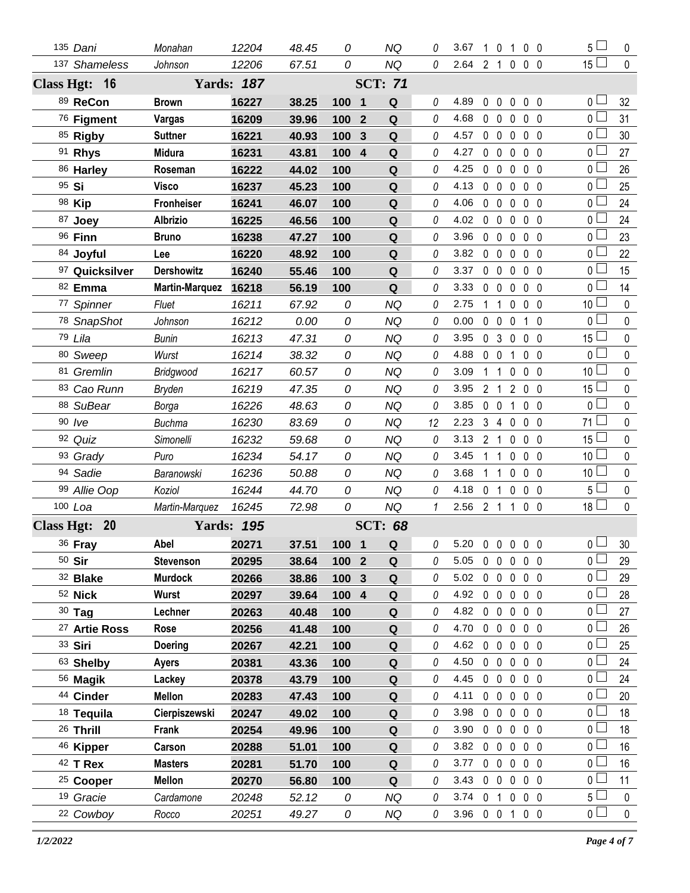| # | Dog | Handler | Armband | Time | Score | Place | Q | Time Faults | YPS | R | F | E | W | T | Total Faults | Points |
|---|---|---|---|---|---|---|---|---|---|---|---|---|---|---|---|---|
| 135 | *Dani* | *Monahan* | *12204* | *48.45* | *0* | | *NQ* | 0 | 3.67 | 1 | 0 | 1 | 0 | 0 | 5 | 0 |
| 137 | *Shameless* | *Johnson* | *12206* | *67.51* | *0* | | *NQ* | 0 | 2.64 | 2 | 1 | 0 | 0 | 0 | 15 | 0 |
| **Class Hgt: 16** | | **Yards: 187** | | | **SCT: 71** | | | | | | | | | | | |
| 89 | **ReCon** | **Brown** | **16227** | **38.25** | **100** | **1** | **Q** | 0 | 4.89 | 0 | 0 | 0 | 0 | 0 | 0 | 32 |
| 76 | **Figment** | **Vargas** | **16209** | **39.96** | **100** | **2** | **Q** | 0 | 4.68 | 0 | 0 | 0 | 0 | 0 | 0 | 31 |
| 85 | **Rigby** | **Suttner** | **16221** | **40.93** | **100** | **3** | **Q** | 0 | 4.57 | 0 | 0 | 0 | 0 | 0 | 0 | 30 |
| 91 | **Rhys** | **Midura** | **16231** | **43.81** | **100** | **4** | **Q** | 0 | 4.27 | 0 | 0 | 0 | 0 | 0 | 0 | 27 |
| 86 | **Harley** | **Roseman** | **16222** | **44.02** | **100** | | **Q** | 0 | 4.25 | 0 | 0 | 0 | 0 | 0 | 0 | 26 |
| 95 | **Si** | **Visco** | **16237** | **45.23** | **100** | | **Q** | 0 | 4.13 | 0 | 0 | 0 | 0 | 0 | 0 | 25 |
| 98 | **Kip** | **Fronheiser** | **16241** | **46.07** | **100** | | **Q** | 0 | 4.06 | 0 | 0 | 0 | 0 | 0 | 0 | 24 |
| 87 | **Joey** | **Albrizio** | **16225** | **46.56** | **100** | | **Q** | 0 | 4.02 | 0 | 0 | 0 | 0 | 0 | 0 | 24 |
| 96 | **Finn** | **Bruno** | **16238** | **47.27** | **100** | | **Q** | 0 | 3.96 | 0 | 0 | 0 | 0 | 0 | 0 | 23 |
| 84 | **Joyful** | **Lee** | **16220** | **48.92** | **100** | | **Q** | 0 | 3.82 | 0 | 0 | 0 | 0 | 0 | 0 | 22 |
| 97 | **Quicksilver** | **Dershowitz** | **16240** | **55.46** | **100** | | **Q** | 0 | 3.37 | 0 | 0 | 0 | 0 | 0 | 0 | 15 |
| 82 | **Emma** | **Martin-Marquez** | **16218** | **56.19** | **100** | | **Q** | 0 | 3.33 | 0 | 0 | 0 | 0 | 0 | 0 | 14 |
| 77 | *Spinner* | *Fluet* | *16211* | *67.92* | *0* | | *NQ* | 0 | 2.75 | 1 | 1 | 0 | 0 | 0 | 10 | 0 |
| 78 | *SnapShot* | *Johnson* | *16212* | *0.00* | *0* | | *NQ* | 0 | 0.00 | 0 | 0 | 0 | 1 | 0 | 0 | 0 |
| 79 | *Lila* | *Bunin* | *16213* | *47.31* | *0* | | *NQ* | 0 | 3.95 | 0 | 3 | 0 | 0 | 0 | 15 | 0 |
| 80 | *Sweep* | *Wurst* | *16214* | *38.32* | *0* | | *NQ* | 0 | 4.88 | 0 | 0 | 1 | 0 | 0 | 0 | 0 |
| 81 | *Gremlin* | *Bridgwood* | *16217* | *60.57* | *0* | | *NQ* | 0 | 3.09 | 1 | 1 | 0 | 0 | 0 | 10 | 0 |
| 83 | *Cao Runn* | *Bryden* | *16219* | *47.35* | *0* | | *NQ* | 0 | 3.95 | 2 | 1 | 2 | 0 | 0 | 15 | 0 |
| 88 | *SuBear* | *Borga* | *16226* | *48.63* | *0* | | *NQ* | 0 | 3.85 | 0 | 0 | 1 | 0 | 0 | 0 | 0 |
| 90 | *Ive* | *Buchma* | *16230* | *83.69* | *0* | | *NQ* | 12 | 2.23 | 3 | 4 | 0 | 0 | 0 | 71 | 0 |
| 92 | *Quiz* | *Simonelli* | *16232* | *59.68* | *0* | | *NQ* | 0 | 3.13 | 2 | 1 | 0 | 0 | 0 | 15 | 0 |
| 93 | *Grady* | *Puro* | *16234* | *54.17* | *0* | | *NQ* | 0 | 3.45 | 1 | 1 | 0 | 0 | 0 | 10 | 0 |
| 94 | *Sadie* | *Baranowski* | *16236* | *50.88* | *0* | | *NQ* | 0 | 3.68 | 1 | 1 | 0 | 0 | 0 | 10 | 0 |
| 99 | *Allie Oop* | *Koziol* | *16244* | *44.70* | *0* | | *NQ* | 0 | 4.18 | 0 | 1 | 0 | 0 | 0 | 5 | 0 |
| 100 | *Loa* | *Martin-Marquez* | *16245* | *72.98* | *0* | | *NQ* | 1 | 2.56 | 2 | 1 | 1 | 0 | 0 | 18 | 0 |
| **Class Hgt: 20** | | **Yards: 195** | | | **SCT: 68** | | | | | | | | | | | |
| 36 | **Fray** | **Abel** | **20271** | **37.51** | **100** | **1** | **Q** | 0 | 5.20 | 0 | 0 | 0 | 0 | 0 | 0 | 30 |
| 50 | **Sir** | **Stevenson** | **20295** | **38.64** | **100** | **2** | **Q** | 0 | 5.05 | 0 | 0 | 0 | 0 | 0 | 0 | 29 |
| 32 | **Blake** | **Murdock** | **20266** | **38.86** | **100** | **3** | **Q** | 0 | 5.02 | 0 | 0 | 0 | 0 | 0 | 0 | 29 |
| 52 | **Nick** | **Wurst** | **20297** | **39.64** | **100** | **4** | **Q** | 0 | 4.92 | 0 | 0 | 0 | 0 | 0 | 0 | 28 |
| 30 | **Tag** | **Lechner** | **20263** | **40.48** | **100** | | **Q** | 0 | 4.82 | 0 | 0 | 0 | 0 | 0 | 0 | 27 |
| 27 | **Artie Ross** | **Rose** | **20256** | **41.48** | **100** | | **Q** | 0 | 4.70 | 0 | 0 | 0 | 0 | 0 | 0 | 26 |
| 33 | **Siri** | **Doering** | **20267** | **42.21** | **100** | | **Q** | 0 | 4.62 | 0 | 0 | 0 | 0 | 0 | 0 | 25 |
| 63 | **Shelby** | **Ayers** | **20381** | **43.36** | **100** | | **Q** | 0 | 4.50 | 0 | 0 | 0 | 0 | 0 | 0 | 24 |
| 56 | **Magik** | **Lackey** | **20378** | **43.79** | **100** | | **Q** | 0 | 4.45 | 0 | 0 | 0 | 0 | 0 | 0 | 24 |
| 44 | **Cinder** | **Mellon** | **20283** | **47.43** | **100** | | **Q** | 0 | 4.11 | 0 | 0 | 0 | 0 | 0 | 0 | 20 |
| 18 | **Tequila** | **Cierpiszewski** | **20247** | **49.02** | **100** | | **Q** | 0 | 3.98 | 0 | 0 | 0 | 0 | 0 | 0 | 18 |
| 26 | **Thrill** | **Frank** | **20254** | **49.96** | **100** | | **Q** | 0 | 3.90 | 0 | 0 | 0 | 0 | 0 | 0 | 18 |
| 46 | **Kipper** | **Carson** | **20288** | **51.01** | **100** | | **Q** | 0 | 3.82 | 0 | 0 | 0 | 0 | 0 | 0 | 16 |
| 42 | **T Rex** | **Masters** | **20281** | **51.70** | **100** | | **Q** | 0 | 3.77 | 0 | 0 | 0 | 0 | 0 | 0 | 16 |
| 25 | **Cooper** | **Mellon** | **20270** | **56.80** | **100** | | **Q** | 0 | 3.43 | 0 | 0 | 0 | 0 | 0 | 0 | 11 |
| 19 | *Gracie* | *Cardamone* | *20248* | *52.12* | *0* | | *NQ* | 0 | 3.74 | 0 | 1 | 0 | 0 | 0 | 5 | 0 |
| 22 | *Cowboy* | *Rocco* | *20251* | *49.27* | *0* | | *NQ* | 0 | 3.96 | 0 | 0 | 1 | 0 | 0 | 0 | 0 |

*1/2/2022*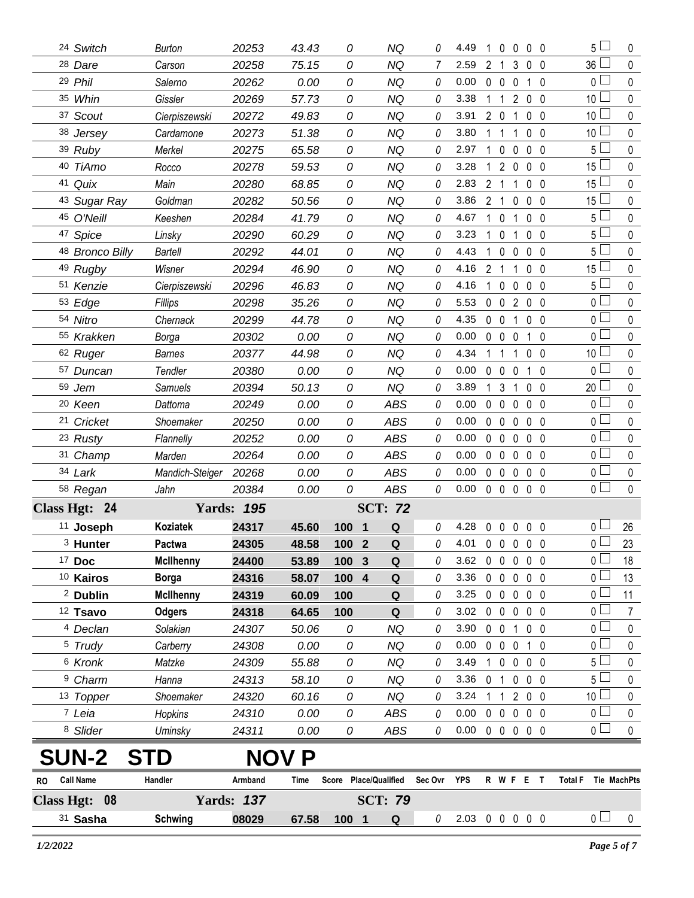| RO | Call Name | Handler | Armband | Time | Score | Place/Qualified | | Sec Ovr | YPS | R | W | F | E | T | Total F | Tie | MachPts |
|---|---|---|---|---|---|---|---|---|---|---|---|---|---|---|---|---|---|
| 24 | Switch | Burton | 20253 | 43.43 | 0 | | NQ | 0 | 4.49 | 1 | 0 | 0 | 0 | 0 | 5 | | 0 |
| 28 | Dare | Carson | 20258 | 75.15 | 0 | | NQ | 7 | 2.59 | 2 | 1 | 3 | 0 | 0 | 36 | | 0 |
| 29 | Phil | Salerno | 20262 | 0.00 | 0 | | NQ | 0 | 0.00 | 0 | 0 | 0 | 1 | 0 | 0 | | 0 |
| 35 | Whin | Gissler | 20269 | 57.73 | 0 | | NQ | 0 | 3.38 | 1 | 1 | 2 | 0 | 0 | 10 | | 0 |
| 37 | Scout | Cierpiszewski | 20272 | 49.83 | 0 | | NQ | 0 | 3.91 | 2 | 0 | 1 | 0 | 0 | 10 | | 0 |
| 38 | Jersey | Cardamone | 20273 | 51.38 | 0 | | NQ | 0 | 3.80 | 1 | 1 | 1 | 0 | 0 | 10 | | 0 |
| 39 | Ruby | Merkel | 20275 | 65.58 | 0 | | NQ | 0 | 2.97 | 1 | 0 | 0 | 0 | 0 | 5 | | 0 |
| 40 | TiAmo | Rocco | 20278 | 59.53 | 0 | | NQ | 0 | 3.28 | 1 | 2 | 0 | 0 | 0 | 15 | | 0 |
| 41 | Quix | Main | 20280 | 68.85 | 0 | | NQ | 0 | 2.83 | 2 | 1 | 1 | 0 | 0 | 15 | | 0 |
| 43 | Sugar Ray | Goldman | 20282 | 50.56 | 0 | | NQ | 0 | 3.86 | 2 | 1 | 0 | 0 | 0 | 15 | | 0 |
| 45 | O'Neill | Keeshen | 20284 | 41.79 | 0 | | NQ | 0 | 4.67 | 1 | 0 | 1 | 0 | 0 | 5 | | 0 |
| 47 | Spice | Linsky | 20290 | 60.29 | 0 | | NQ | 0 | 3.23 | 1 | 0 | 1 | 0 | 0 | 5 | | 0 |
| 48 | Bronco Billy | Bartell | 20292 | 44.01 | 0 | | NQ | 0 | 4.43 | 1 | 0 | 0 | 0 | 0 | 5 | | 0 |
| 49 | Rugby | Wisner | 20294 | 46.90 | 0 | | NQ | 0 | 4.16 | 2 | 1 | 1 | 0 | 0 | 15 | | 0 |
| 51 | Kenzie | Cierpiszewski | 20296 | 46.83 | 0 | | NQ | 0 | 4.16 | 1 | 0 | 0 | 0 | 0 | 5 | | 0 |
| 53 | Edge | Fillips | 20298 | 35.26 | 0 | | NQ | 0 | 5.53 | 0 | 0 | 2 | 0 | 0 | 0 | | 0 |
| 54 | Nitro | Chernack | 20299 | 44.78 | 0 | | NQ | 0 | 4.35 | 0 | 0 | 1 | 0 | 0 | 0 | | 0 |
| 55 | Krakken | Borga | 20302 | 0.00 | 0 | | NQ | 0 | 0.00 | 0 | 0 | 0 | 1 | 0 | 0 | | 0 |
| 62 | Ruger | Barnes | 20377 | 44.98 | 0 | | NQ | 0 | 4.34 | 1 | 1 | 1 | 0 | 0 | 10 | | 0 |
| 57 | Duncan | Tendler | 20380 | 0.00 | 0 | | NQ | 0 | 0.00 | 0 | 0 | 0 | 1 | 0 | 0 | | 0 |
| 59 | Jem | Samuels | 20394 | 50.13 | 0 | | NQ | 0 | 3.89 | 1 | 3 | 1 | 0 | 0 | 20 | | 0 |
| 20 | Keen | Dattoma | 20249 | 0.00 | 0 | | ABS | 0 | 0.00 | 0 | 0 | 0 | 0 | 0 | 0 | | 0 |
| 21 | Cricket | Shoemaker | 20250 | 0.00 | 0 | | ABS | 0 | 0.00 | 0 | 0 | 0 | 0 | 0 | 0 | | 0 |
| 23 | Rusty | Flannelly | 20252 | 0.00 | 0 | | ABS | 0 | 0.00 | 0 | 0 | 0 | 0 | 0 | 0 | | 0 |
| 31 | Champ | Marden | 20264 | 0.00 | 0 | | ABS | 0 | 0.00 | 0 | 0 | 0 | 0 | 0 | 0 | | 0 |
| 34 | Lark | Mandich-Steiger | 20268 | 0.00 | 0 | | ABS | 0 | 0.00 | 0 | 0 | 0 | 0 | 0 | 0 | | 0 |
| 58 | Regan | Jahn | 20384 | 0.00 | 0 | | ABS | 0 | 0.00 | 0 | 0 | 0 | 0 | 0 | 0 | | 0 |

**Class Hgt: 24 — Yards: 195 — SCT: 72**

| RO | Call Name | Handler | Armband | Time | Score | Place | Qualified | Sec Ovr | YPS | R | W | F | E | T | Total F | Tie | MachPts |
|---|---|---|---|---|---|---|---|---|---|---|---|---|---|---|---|---|---|
| 11 | **Joseph** | **Koziatek** | **24317** | **45.60** | **100** | **1** | **Q** | 0 | 4.28 | 0 | 0 | 0 | 0 | 0 | 0 | | 26 |
| 3 | **Hunter** | **Pactwa** | **24305** | **48.58** | **100** | **2** | **Q** | 0 | 4.01 | 0 | 0 | 0 | 0 | 0 | 0 | | 23 |
| 17 | **Doc** | **McIlhenny** | **24400** | **53.89** | **100** | **3** | **Q** | 0 | 3.62 | 0 | 0 | 0 | 0 | 0 | 0 | | 18 |
| 10 | **Kairos** | **Borga** | **24316** | **58.07** | **100** | **4** | **Q** | 0 | 3.36 | 0 | 0 | 0 | 0 | 0 | 0 | | 13 |
| 2 | **Dublin** | **McIlhenny** | **24319** | **60.09** | **100** | | **Q** | 0 | 3.25 | 0 | 0 | 0 | 0 | 0 | 0 | | 11 |
| 12 | **Tsavo** | **Odgers** | **24318** | **64.65** | **100** | | **Q** | 0 | 3.02 | 0 | 0 | 0 | 0 | 0 | 0 | | 7 |
| 4 | Declan | Solakian | 24307 | 50.06 | 0 | | NQ | 0 | 3.90 | 0 | 0 | 1 | 0 | 0 | 0 | | 0 |
| 5 | Trudy | Carberry | 24308 | 0.00 | 0 | | NQ | 0 | 0.00 | 0 | 0 | 0 | 1 | 0 | 0 | | 0 |
| 6 | Kronk | Matzke | 24309 | 55.88 | 0 | | NQ | 0 | 3.49 | 1 | 0 | 0 | 0 | 0 | 5 | | 0 |
| 9 | Charm | Hanna | 24313 | 58.10 | 0 | | NQ | 0 | 3.36 | 0 | 1 | 0 | 0 | 0 | 5 | | 0 |
| 13 | Topper | Shoemaker | 24320 | 60.16 | 0 | | NQ | 0 | 3.24 | 1 | 1 | 2 | 0 | 0 | 10 | | 0 |
| 7 | Leia | Hopkins | 24310 | 0.00 | 0 | | ABS | 0 | 0.00 | 0 | 0 | 0 | 0 | 0 | 0 | | 0 |
| 8 | Slider | Uminsky | 24311 | 0.00 | 0 | | ABS | 0 | 0.00 | 0 | 0 | 0 | 0 | 0 | 0 | | 0 |

# SUN-2 STD NOV P

**Class Hgt: 08 — Yards: 137 — SCT: 79**

| RO | Call Name | Handler | Armband | Time | Score | Place | Qualified | Sec Ovr | YPS | R | W | F | E | T | Total F | Tie | MachPts |
|---|---|---|---|---|---|---|---|---|---|---|---|---|---|---|---|---|---|
| 31 | **Sasha** | **Schwing** | **08029** | **67.58** | **100** | **1** | **Q** | 0 | 2.03 | 0 | 0 | 0 | 0 | 0 | 0 | | 0 |

*1/2/2022*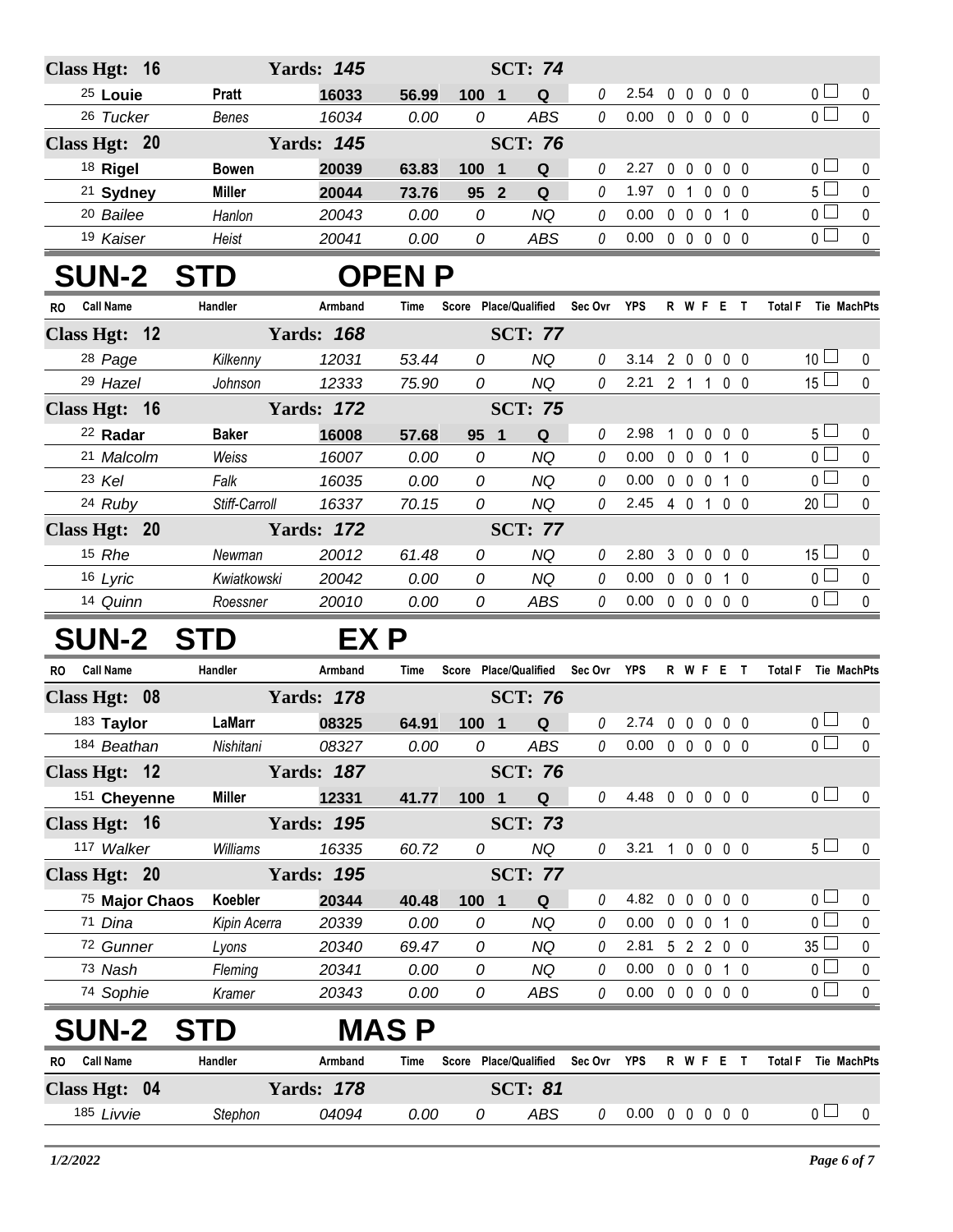| Class Hgt: 16 | | Yards: 145 | | | SCT: 74 | | | | | | | | | |
|---|---|---|---|---|---|---|---|---|---|---|---|---|---|---|
| 25 **Louie** | **Pratt** | **16033** | **56.99** | **100** | **1** | **Q** | 0 | 2.54 | 0 | 0 | 0 | 0 | 0 | 0 | 0 |
| 26 *Tucker* | *Benes* | *16034* | *0.00* | *0* | | *ABS* | 0 | 0.00 | 0 | 0 | 0 | 0 | 0 | 0 | 0 |

| Class Hgt: 20 | | Yards: 145 | | | SCT: 76 | | | | | | | | | | |
|---|---|---|---|---|---|---|---|---|---|---|---|---|---|---|---|
| 18 **Rigel** | **Bowen** | **20039** | **63.83** | **100** | **1** | **Q** | 0 | 2.27 | 0 | 0 | 0 | 0 | 0 | 0 | 0 |
| 21 **Sydney** | **Miller** | **20044** | **73.76** | **95** | **2** | **Q** | 0 | 1.97 | 0 | 1 | 0 | 0 | 0 | 5 | 0 |
| 20 *Bailee* | *Hanlon* | *20043* | *0.00* | *0* | | *NQ* | 0 | 0.00 | 0 | 0 | 0 | 1 | 0 | 0 | 0 |
| 19 *Kaiser* | *Heist* | *20041* | *0.00* | *0* | | *ABS* | 0 | 0.00 | 0 | 0 | 0 | 0 | 0 | 0 | 0 |

# SUN-2 STD OPEN P

| RO Call Name | Handler | Armband | Time | Score | Place | Qualified | Sec Ovr | YPS | R | W | F | E | T | Total F | Tie | MachPts |
|---|---|---|---|---|---|---|---|---|---|---|---|---|---|---|---|---|
| **Class Hgt: 12** | | **Yards: 168** | | | **SCT: 77** | | | | | | | | | | | |
| 28 *Page* | *Kilkenny* | *12031* | *53.44* | *0* | | *NQ* | 0 | 3.14 | 2 | 0 | 0 | 0 | 0 | 10 | | 0 |
| 29 *Hazel* | *Johnson* | *12333* | *75.90* | *0* | | *NQ* | 0 | 2.21 | 2 | 1 | 1 | 0 | 0 | 15 | | 0 |
| **Class Hgt: 16** | | **Yards: 172** | | | **SCT: 75** | | | | | | | | | | | |
| 22 **Radar** | **Baker** | **16008** | **57.68** | **95** | **1** | **Q** | 0 | 2.98 | 1 | 0 | 0 | 0 | 0 | 5 | | 0 |
| 21 *Malcolm* | *Weiss* | *16007* | *0.00* | *0* | | *NQ* | 0 | 0.00 | 0 | 0 | 0 | 1 | 0 | 0 | | 0 |
| 23 *Kel* | *Falk* | *16035* | *0.00* | *0* | | *NQ* | 0 | 0.00 | 0 | 0 | 0 | 1 | 0 | 0 | | 0 |
| 24 *Ruby* | *Stiff-Carroll* | *16337* | *70.15* | *0* | | *NQ* | 0 | 2.45 | 4 | 0 | 1 | 0 | 0 | 20 | | 0 |
| **Class Hgt: 20** | | **Yards: 172** | | | **SCT: 77** | | | | | | | | | | | |
| 15 *Rhe* | *Newman* | *20012* | *61.48* | *0* | | *NQ* | 0 | 2.80 | 3 | 0 | 0 | 0 | 0 | 15 | | 0 |
| 16 *Lyric* | *Kwiatkowski* | *20042* | *0.00* | *0* | | *NQ* | 0 | 0.00 | 0 | 0 | 0 | 1 | 0 | 0 | | 0 |
| 14 *Quinn* | *Roessner* | *20010* | *0.00* | *0* | | *ABS* | 0 | 0.00 | 0 | 0 | 0 | 0 | 0 | 0 | | 0 |

# SUN-2 STD EX P

| RO Call Name | Handler | Armband | Time | Score | Place | Qualified | Sec Ovr | YPS | R | W | F | E | T | Total F | Tie | MachPts |
|---|---|---|---|---|---|---|---|---|---|---|---|---|---|---|---|---|
| **Class Hgt: 08** | | **Yards: 178** | | | **SCT: 76** | | | | | | | | | | | |
| 183 **Taylor** | **LaMarr** | **08325** | **64.91** | **100** | **1** | **Q** | 0 | 2.74 | 0 | 0 | 0 | 0 | 0 | 0 | | 0 |
| 184 *Beathan* | *Nishitani* | *08327* | *0.00* | *0* | | *ABS* | 0 | 0.00 | 0 | 0 | 0 | 0 | 0 | 0 | | 0 |
| **Class Hgt: 12** | | **Yards: 187** | | | **SCT: 76** | | | | | | | | | | | |
| 151 **Cheyenne** | **Miller** | **12331** | **41.77** | **100** | **1** | **Q** | 0 | 4.48 | 0 | 0 | 0 | 0 | 0 | 0 | | 0 |
| **Class Hgt: 16** | | **Yards: 195** | | | **SCT: 73** | | | | | | | | | | | |
| 117 *Walker* | *Williams* | *16335* | *60.72* | *0* | | *NQ* | 0 | 3.21 | 1 | 0 | 0 | 0 | 0 | 5 | | 0 |
| **Class Hgt: 20** | | **Yards: 195** | | | **SCT: 77** | | | | | | | | | | | |
| 75 **Major Chaos** | **Koebler** | **20344** | **40.48** | **100** | **1** | **Q** | 0 | 4.82 | 0 | 0 | 0 | 0 | 0 | 0 | | 0 |
| 71 *Dina* | *Kipin Acerra* | *20339* | *0.00* | *0* | | *NQ* | 0 | 0.00 | 0 | 0 | 0 | 1 | 0 | 0 | | 0 |
| 72 *Gunner* | *Lyons* | *20340* | *69.47* | *0* | | *NQ* | 0 | 2.81 | 5 | 2 | 2 | 0 | 0 | 35 | | 0 |
| 73 *Nash* | *Fleming* | *20341* | *0.00* | *0* | | *NQ* | 0 | 0.00 | 0 | 0 | 0 | 1 | 0 | 0 | | 0 |
| 74 *Sophie* | *Kramer* | *20343* | *0.00* | *0* | | *ABS* | 0 | 0.00 | 0 | 0 | 0 | 0 | 0 | 0 | | 0 |

# SUN-2 STD MAS P

| RO Call Name | Handler | Armband | Time | Score | Place | Qualified | Sec Ovr | YPS | R | W | F | E | T | Total F | Tie | MachPts |
|---|---|---|---|---|---|---|---|---|---|---|---|---|---|---|---|---|
| **Class Hgt: 04** | | **Yards: 178** | | | **SCT: 81** | | | | | | | | | | | |
| 185 *Livvie* | *Stephon* | *04094* | *0.00* | *0* | | *ABS* | 0 | 0.00 | 0 | 0 | 0 | 0 | 0 | 0 | | 0 |

*1/2/2022*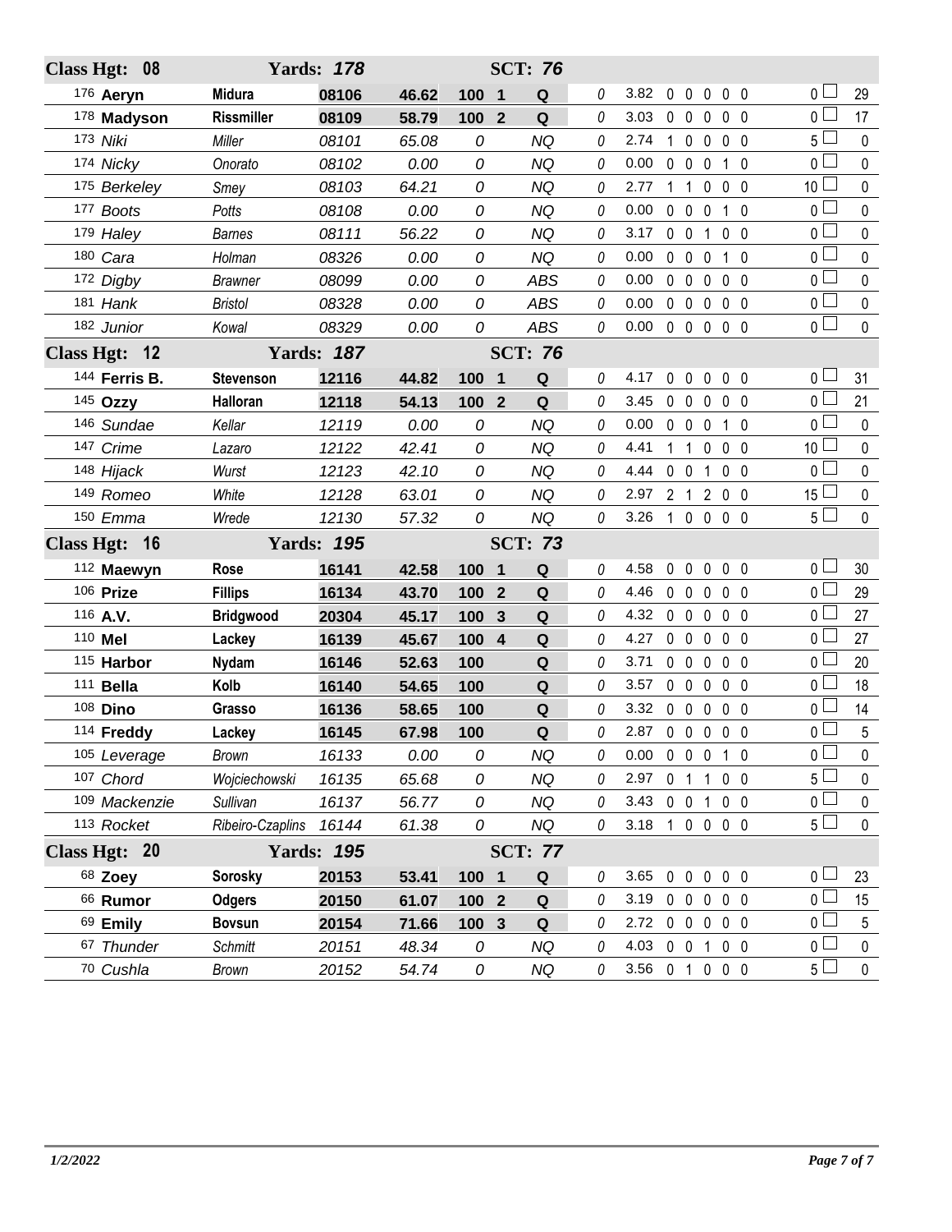| Class Hgt: 08 | | Yards: 178 | | | | SCT: 76 | | | | | | | | | | |
|---|---|---|---|---|---|---|---|---|---|---|---|---|---|---|---|---|
| 176 **Aeryn** | **Midura** | **08106** | **46.62** | **100** | **1** | **Q** | 0 | 3.82 | 0 | 0 | 0 | 0 | 0 | 0 | ☐ | 29 |
| 178 **Madyson** | **Rissmiller** | **08109** | **58.79** | **100** | **2** | **Q** | 0 | 3.03 | 0 | 0 | 0 | 0 | 0 | 0 | ☐ | 17 |
| 173 *Niki* | *Miller* | *08101* | *65.08* | *0* | | *NQ* | 0 | 2.74 | 1 | 0 | 0 | 0 | 0 | 5 | ☐ | 0 |
| 174 *Nicky* | *Onorato* | *08102* | *0.00* | *0* | | *NQ* | 0 | 0.00 | 0 | 0 | 0 | 1 | 0 | 0 | ☐ | 0 |
| 175 *Berkeley* | *Smey* | *08103* | *64.21* | *0* | | *NQ* | 0 | 2.77 | 1 | 1 | 0 | 0 | 0 | 10 | ☐ | 0 |
| 177 *Boots* | *Potts* | *08108* | *0.00* | *0* | | *NQ* | 0 | 0.00 | 0 | 0 | 0 | 1 | 0 | 0 | ☐ | 0 |
| 179 *Haley* | *Barnes* | *08111* | *56.22* | *0* | | *NQ* | 0 | 3.17 | 0 | 0 | 1 | 0 | 0 | 0 | ☐ | 0 |
| 180 *Cara* | *Holman* | *08326* | *0.00* | *0* | | *NQ* | 0 | 0.00 | 0 | 0 | 0 | 1 | 0 | 0 | ☐ | 0 |
| 172 *Digby* | *Brawner* | *08099* | *0.00* | *0* | | *ABS* | 0 | 0.00 | 0 | 0 | 0 | 0 | 0 | 0 | ☐ | 0 |
| 181 *Hank* | *Bristol* | *08328* | *0.00* | *0* | | *ABS* | 0 | 0.00 | 0 | 0 | 0 | 0 | 0 | 0 | ☐ | 0 |
| 182 *Junior* | *Kowal* | *08329* | *0.00* | *0* | | *ABS* | 0 | 0.00 | 0 | 0 | 0 | 0 | 0 | 0 | ☐ | 0 |
| **Class Hgt: 12** | | **Yards: 187** | | | | **SCT: 76** | | | | | | | | | | |
| 144 **Ferris B.** | **Stevenson** | **12116** | **44.82** | **100** | **1** | **Q** | 0 | 4.17 | 0 | 0 | 0 | 0 | 0 | 0 | ☐ | 31 |
| 145 **Ozzy** | **Halloran** | **12118** | **54.13** | **100** | **2** | **Q** | 0 | 3.45 | 0 | 0 | 0 | 0 | 0 | 0 | ☐ | 21 |
| 146 *Sundae* | *Kellar* | *12119* | *0.00* | *0* | | *NQ* | 0 | 0.00 | 0 | 0 | 0 | 1 | 0 | 0 | ☐ | 0 |
| 147 *Crime* | *Lazaro* | *12122* | *42.41* | *0* | | *NQ* | 0 | 4.41 | 1 | 1 | 0 | 0 | 0 | 10 | ☐ | 0 |
| 148 *Hijack* | *Wurst* | *12123* | *42.10* | *0* | | *NQ* | 0 | 4.44 | 0 | 0 | 1 | 0 | 0 | 0 | ☐ | 0 |
| 149 *Romeo* | *White* | *12128* | *63.01* | *0* | | *NQ* | 0 | 2.97 | 2 | 1 | 2 | 0 | 0 | 15 | ☐ | 0 |
| 150 *Emma* | *Wrede* | *12130* | *57.32* | *0* | | *NQ* | 0 | 3.26 | 1 | 0 | 0 | 0 | 0 | 5 | ☐ | 0 |
| **Class Hgt: 16** | | **Yards: 195** | | | | **SCT: 73** | | | | | | | | | | |
| 112 **Maewyn** | **Rose** | **16141** | **42.58** | **100** | **1** | **Q** | 0 | 4.58 | 0 | 0 | 0 | 0 | 0 | 0 | ☐ | 30 |
| 106 **Prize** | **Fillips** | **16134** | **43.70** | **100** | **2** | **Q** | 0 | 4.46 | 0 | 0 | 0 | 0 | 0 | 0 | ☐ | 29 |
| 116 **A.V.** | **Bridgwood** | **20304** | **45.17** | **100** | **3** | **Q** | 0 | 4.32 | 0 | 0 | 0 | 0 | 0 | 0 | ☐ | 27 |
| 110 **Mel** | **Lackey** | **16139** | **45.67** | **100** | **4** | **Q** | 0 | 4.27 | 0 | 0 | 0 | 0 | 0 | 0 | ☐ | 27 |
| 115 **Harbor** | **Nydam** | **16146** | **52.63** | **100** | | **Q** | 0 | 3.71 | 0 | 0 | 0 | 0 | 0 | 0 | ☐ | 20 |
| 111 **Bella** | **Kolb** | **16140** | **54.65** | **100** | | **Q** | 0 | 3.57 | 0 | 0 | 0 | 0 | 0 | 0 | ☐ | 18 |
| 108 **Dino** | **Grasso** | **16136** | **58.65** | **100** | | **Q** | 0 | 3.32 | 0 | 0 | 0 | 0 | 0 | 0 | ☐ | 14 |
| 114 **Freddy** | **Lackey** | **16145** | **67.98** | **100** | | **Q** | 0 | 2.87 | 0 | 0 | 0 | 0 | 0 | 0 | ☐ | 5 |
| 105 *Leverage* | *Brown* | *16133* | *0.00* | *0* | | *NQ* | 0 | 0.00 | 0 | 0 | 0 | 1 | 0 | 0 | ☐ | 0 |
| 107 *Chord* | *Wojciechowski* | *16135* | *65.68* | *0* | | *NQ* | 0 | 2.97 | 0 | 1 | 1 | 0 | 0 | 5 | ☐ | 0 |
| 109 *Mackenzie* | *Sullivan* | *16137* | *56.77* | *0* | | *NQ* | 0 | 3.43 | 0 | 0 | 1 | 0 | 0 | 0 | ☐ | 0 |
| 113 *Rocket* | *Ribeiro-Czaplins* | *16144* | *61.38* | *0* | | *NQ* | 0 | 3.18 | 1 | 0 | 0 | 0 | 0 | 5 | ☐ | 0 |
| **Class Hgt: 20** | | **Yards: 195** | | | | **SCT: 77** | | | | | | | | | | |
| 68 **Zoey** | **Sorosky** | **20153** | **53.41** | **100** | **1** | **Q** | 0 | 3.65 | 0 | 0 | 0 | 0 | 0 | 0 | ☐ | 23 |
| 66 **Rumor** | **Odgers** | **20150** | **61.07** | **100** | **2** | **Q** | 0 | 3.19 | 0 | 0 | 0 | 0 | 0 | 0 | ☐ | 15 |
| 69 **Emily** | **Bovsun** | **20154** | **71.66** | **100** | **3** | **Q** | 0 | 2.72 | 0 | 0 | 0 | 0 | 0 | 0 | ☐ | 5 |
| 67 *Thunder* | *Schmitt* | *20151* | *48.34* | *0* | | *NQ* | 0 | 4.03 | 0 | 0 | 1 | 0 | 0 | 0 | ☐ | 0 |
| 70 *Cushla* | *Brown* | *20152* | *54.74* | *0* | | *NQ* | 0 | 3.56 | 0 | 1 | 0 | 0 | 0 | 5 | ☐ | 0 |

*1/2/2022*